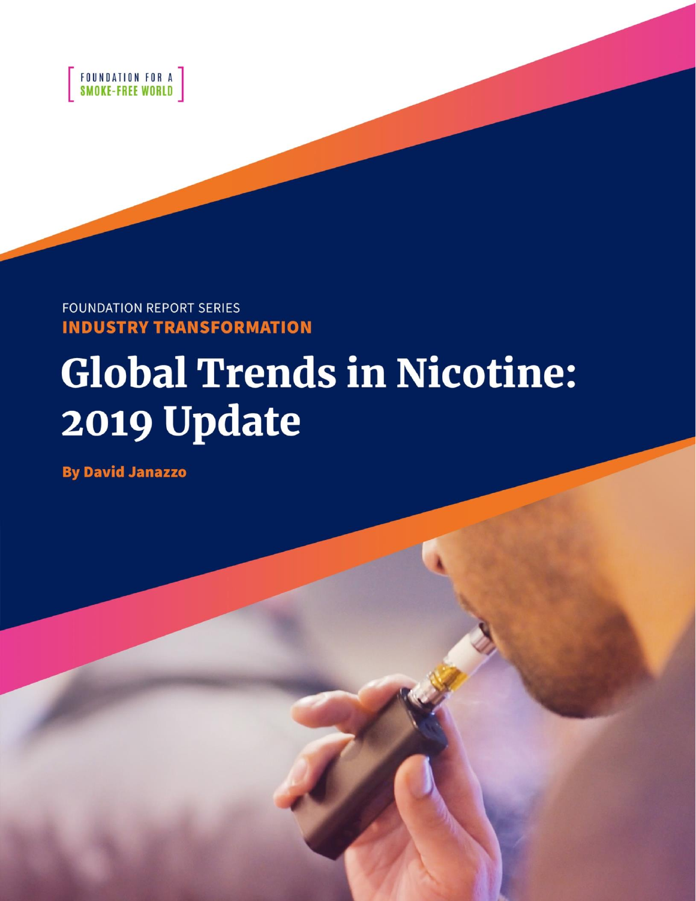FOUNDATION FOR A SMOKE-FREE WORLD

FOUNDATION REPORT SERIES

**INDUSTRY TRANSFORMATION**

# Global Trends in Nicotine: 2019 Update

**By David Janazzo**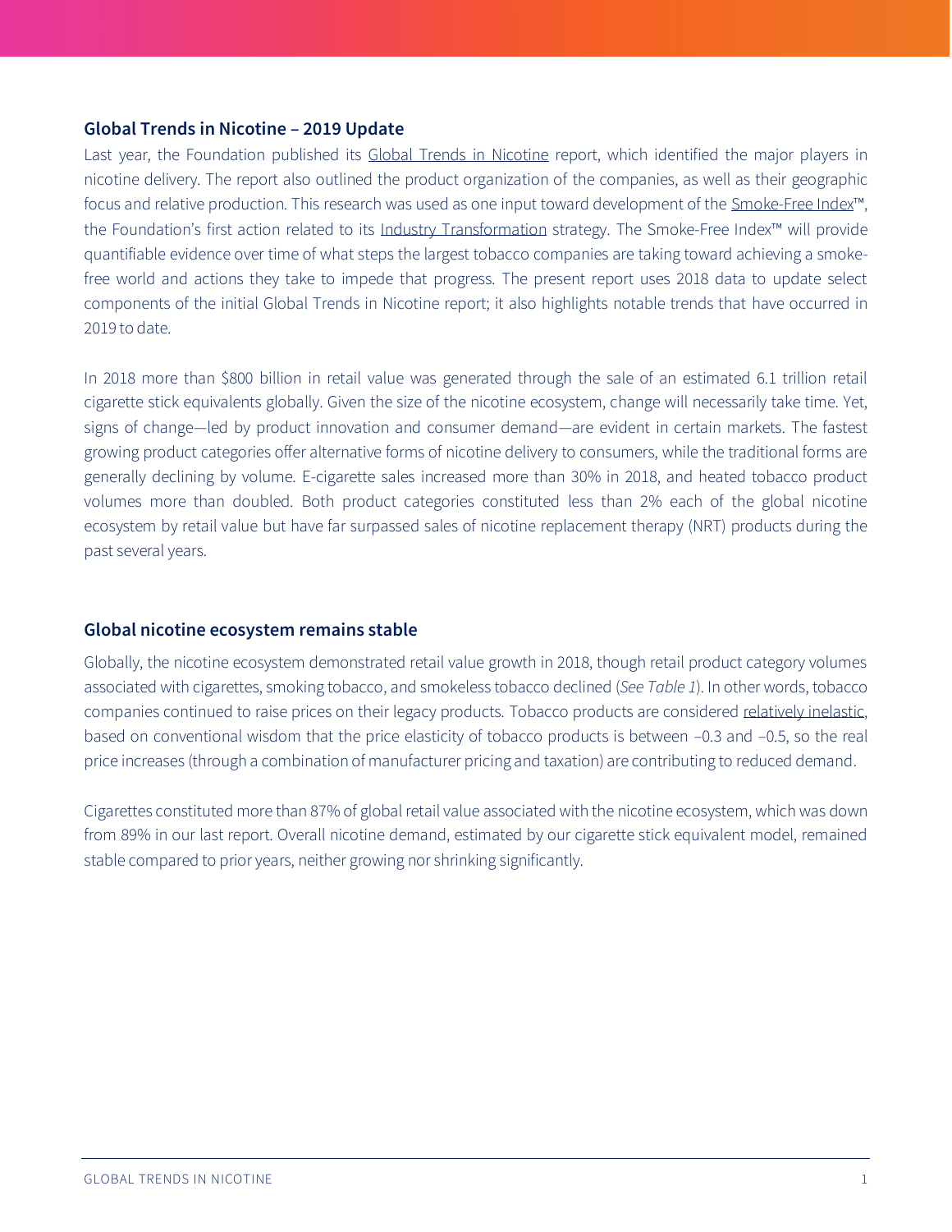## Global Trends in Nicotine – 2019 Update

Last year, the Foundation published its Global Trends in Nicotine report, which identified the major players in nicotine delivery. The report also outlined the product organization of the companies, as well as their geographic focus and relative production. This research was used as one input toward development of the Smoke-Free Index™, the Foundation's first action related to its Industry Transformation strategy. The Smoke-Free Index™ will provide quantifiable evidence over time of what steps the largest tobacco companies are taking toward achieving a smoke-free world and actions they take to impede that progress. The present report uses 2018 data to update select components of the initial Global Trends in Nicotine report; it also highlights notable trends that have occurred in 2019 to date.

In 2018 more than $800 billion in retail value was generated through the sale of an estimated 6.1 trillion retail cigarette stick equivalents globally. Given the size of the nicotine ecosystem, change will necessarily take time. Yet, signs of change—led by product innovation and consumer demand—are evident in certain markets. The fastest growing product categories offer alternative forms of nicotine delivery to consumers, while the traditional forms are generally declining by volume. E-cigarette sales increased more than 30% in 2018, and heated tobacco product volumes more than doubled. Both product categories constituted less than 2% each of the global nicotine ecosystem by retail value but have far surpassed sales of nicotine replacement therapy (NRT) products during the past several years.

## Global nicotine ecosystem remains stable

Globally, the nicotine ecosystem demonstrated retail value growth in 2018, though retail product category volumes associated with cigarettes, smoking tobacco, and smokeless tobacco declined (*See Table 1*). In other words, tobacco companies continued to raise prices on their legacy products. Tobacco products are considered relatively inelastic, based on conventional wisdom that the price elasticity of tobacco products is between –0.3 and –0.5, so the real price increases (through a combination of manufacturer pricing and taxation) are contributing to reduced demand.

Cigarettes constituted more than 87% of global retail value associated with the nicotine ecosystem, which was down from 89% in our last report. Overall nicotine demand, estimated by our cigarette stick equivalent model, remained stable compared to prior years, neither growing nor shrinking significantly.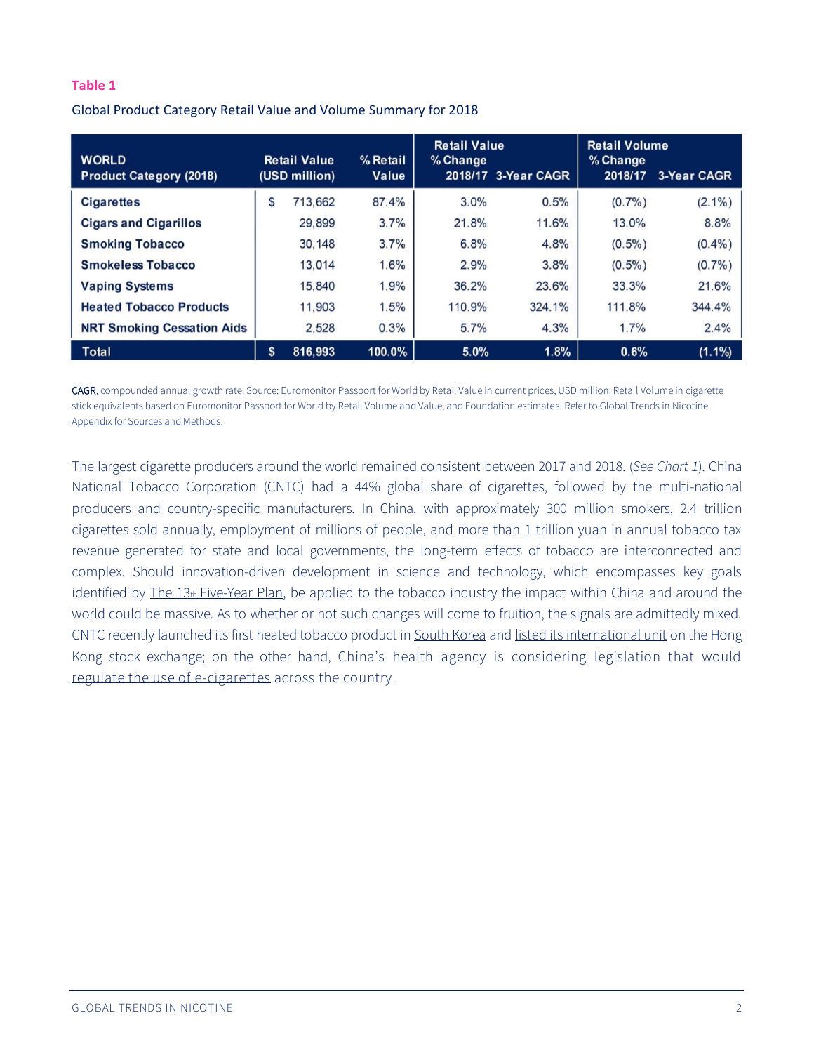**Table 1**

Global Product Category Retail Value and Volume Summary for 2018

| WORLD Product Category (2018) | Retail Value (USD million) | % Retail Value | Retail Value % Change 2018/17 | Retail Value 3-Year CAGR | Retail Volume % Change 2018/17 | Retail Volume 3-Year CAGR |
|---|---|---|---|---|---|---|
| **Cigarettes** | $ 713,662 | 87.4% | 3.0% | 0.5% | (0.7%) | (2.1%) |
| **Cigars and Cigarillos** | 29,899 | 3.7% | 21.8% | 11.6% | 13.0% | 8.8% |
| **Smoking Tobacco** | 30,148 | 3.7% | 6.8% | 4.8% | (0.5%) | (0.4%) |
| **Smokeless Tobacco** | 13,014 | 1.6% | 2.9% | 3.8% | (0.5%) | (0.7%) |
| **Vaping Systems** | 15,840 | 1.9% | 36.2% | 23.6% | 33.3% | 21.6% |
| **Heated Tobacco Products** | 11,903 | 1.5% | 110.9% | 324.1% | 111.8% | 344.4% |
| **NRT Smoking Cessation Aids** | 2,528 | 0.3% | 5.7% | 4.3% | 1.7% | 2.4% |
| **Total** | **$ 816,993** | **100.0%** | **5.0%** | **1.8%** | **0.6%** | **(1.1%)** |

CAGR, compounded annual growth rate. Source: Euromonitor Passport for World by Retail Value in current prices, USD million. Retail Volume in cigarette stick equivalents based on Euromonitor Passport for World by Retail Volume and Value, and Foundation estimates. Refer to Global Trends in Nicotine Appendix for Sources and Methods.

The largest cigarette producers around the world remained consistent between 2017 and 2018. (*See Chart 1*). China National Tobacco Corporation (CNTC) had a 44% global share of cigarettes, followed by the multi-national producers and country-specific manufacturers. In China, with approximately 300 million smokers, 2.4 trillion cigarettes sold annually, employment of millions of people, and more than 1 trillion yuan in annual tobacco tax revenue generated for state and local governments, the long-term effects of tobacco are interconnected and complex. Should innovation-driven development in science and technology, which encompasses key goals identified by The 13th Five-Year Plan, be applied to the tobacco industry the impact within China and around the world could be massive. As to whether or not such changes will come to fruition, the signals are admittedly mixed. CNTC recently launched its first heated tobacco product in South Korea and listed its international unit on the Hong Kong stock exchange; on the other hand, China's health agency is considering legislation that would regulate the use of e-cigarettes across the country.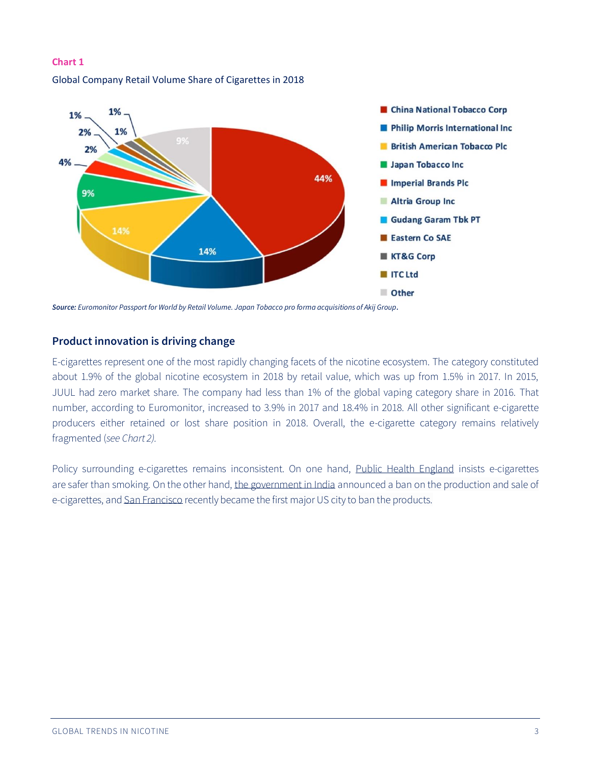**Chart 1**

Global Company Retail Volume Share of Cigarettes in 2018

*Source:* *Euromonitor Passport for World by Retail Volume. Japan Tobacco pro forma acquisitions of Akij Group*.

## Product innovation is driving change

E-cigarettes represent one of the most rapidly changing facets of the nicotine ecosystem. The category constituted about 1.9% of the global nicotine ecosystem in 2018 by retail value, which was up from 1.5% in 2017. In 2015, JUUL had zero market share. The company had less than 1% of the global vaping category share in 2016. That number, according to Euromonitor, increased to 3.9% in 2017 and 18.4% in 2018. All other significant e-cigarette producers either retained or lost share position in 2018. Overall, the e-cigarette category remains relatively fragmented *(see Chart 2)*.

Policy surrounding e-cigarettes remains inconsistent. On one hand, Public Health England insists e-cigarettes are safer than smoking. On the other hand, the government in India announced a ban on the production and sale of e-cigarettes, and San Francisco recently became the first major US city to ban the products.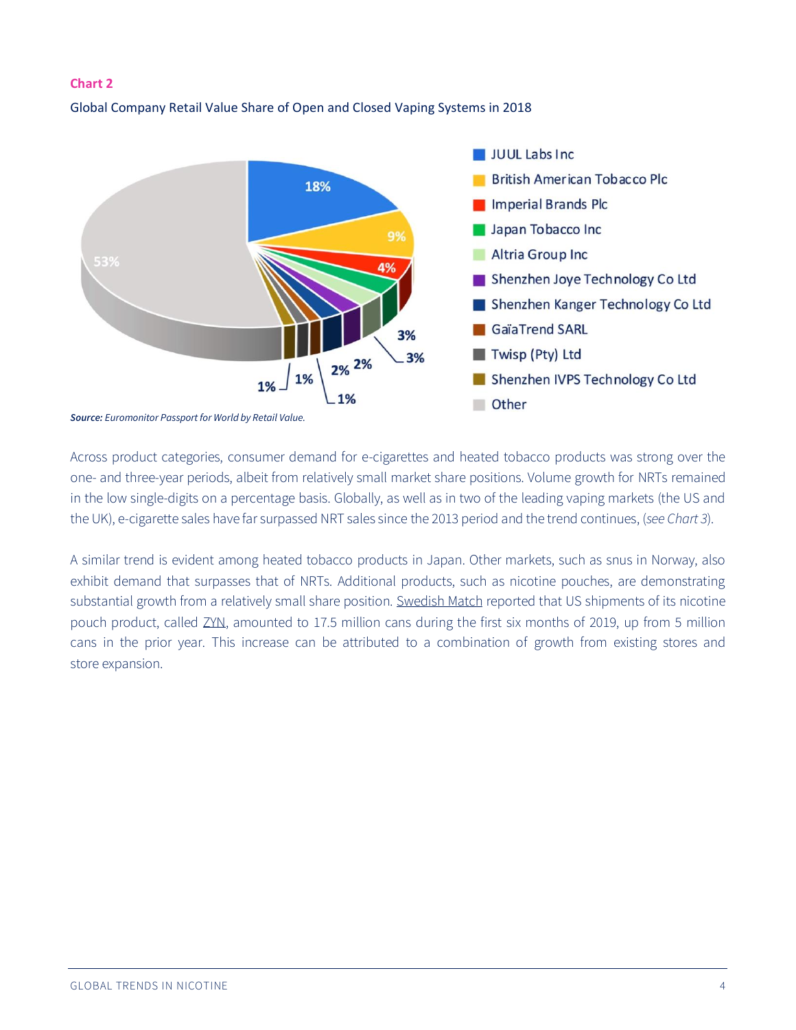**Chart 2**

Global Company Retail Value Share of Open and Closed Vaping Systems in 2018

*Source:* Euromonitor Passport for World by Retail Value.

Across product categories, consumer demand for e-cigarettes and heated tobacco products was strong over the one- and three-year periods, albeit from relatively small market share positions. Volume growth for NRTs remained in the low single-digits on a percentage basis. Globally, as well as in two of the leading vaping markets (the US and the UK), e-cigarette sales have far surpassed NRT sales since the 2013 period and the trend continues, (*see Chart 3*).

A similar trend is evident among heated tobacco products in Japan. Other markets, such as snus in Norway, also exhibit demand that surpasses that of NRTs. Additional products, such as nicotine pouches, are demonstrating substantial growth from a relatively small share position. Swedish Match reported that US shipments of its nicotine pouch product, called ZYN, amounted to 17.5 million cans during the first six months of 2019, up from 5 million cans in the prior year. This increase can be attributed to a combination of growth from existing stores and store expansion.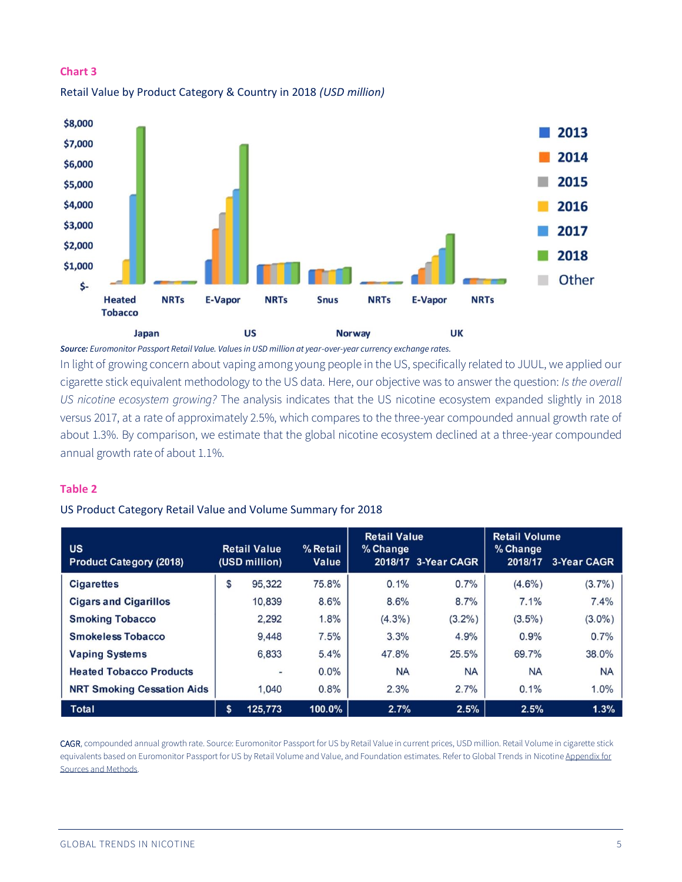**Chart 3**

Retail Value by Product Category & Country in 2018 *(USD million)*

*Source: Euromonitor Passport Retail Value. Values in USD million at year-over-year currency exchange rates.*

In light of growing concern about vaping among young people in the US, specifically related to JUUL, we applied our cigarette stick equivalent methodology to the US data. Here, our objective was to answer the question: *Is the overall US nicotine ecosystem growing?* The analysis indicates that the US nicotine ecosystem expanded slightly in 2018 versus 2017, at a rate of approximately 2.5%, which compares to the three-year compounded annual growth rate of about 1.3%. By comparison, we estimate that the global nicotine ecosystem declined at a three-year compounded annual growth rate of about 1.1%.

**Table 2**

US Product Category Retail Value and Volume Summary for 2018

| US Product Category (2018) | Retail Value (USD million) | % Retail Value | Retail Value % Change 2018/17 | Retail Value 3-Year CAGR | Retail Volume % Change 2018/17 | Retail Volume 3-Year CAGR |
|---|---|---|---|---|---|---|
| Cigarettes | $ 95,322 | 75.8% | 0.1% | 0.7% | (4.6%) | (3.7%) |
| Cigars and Cigarillos | 10,839 | 8.6% | 8.6% | 8.7% | 7.1% | 7.4% |
| Smoking Tobacco | 2,292 | 1.8% | (4.3%) | (3.2%) | (3.5%) | (3.0%) |
| Smokeless Tobacco | 9,448 | 7.5% | 3.3% | 4.9% | 0.9% | 0.7% |
| Vaping Systems | 6,833 | 5.4% | 47.8% | 25.5% | 69.7% | 38.0% |
| Heated Tobacco Products | - | 0.0% | NA | NA | NA | NA |
| NRT Smoking Cessation Aids | 1,040 | 0.8% | 2.3% | 2.7% | 0.1% | 1.0% |
| **Total** | **$ 125,773** | **100.0%** | **2.7%** | **2.5%** | **2.5%** | **1.3%** |

CAGR, compounded annual growth rate. Source: Euromonitor Passport for US by Retail Value in current prices, USD million. Retail Volume in cigarette stick equivalents based on Euromonitor Passport for US by Retail Volume and Value, and Foundation estimates. Refer to Global Trends in Nicotine Appendix for Sources and Methods.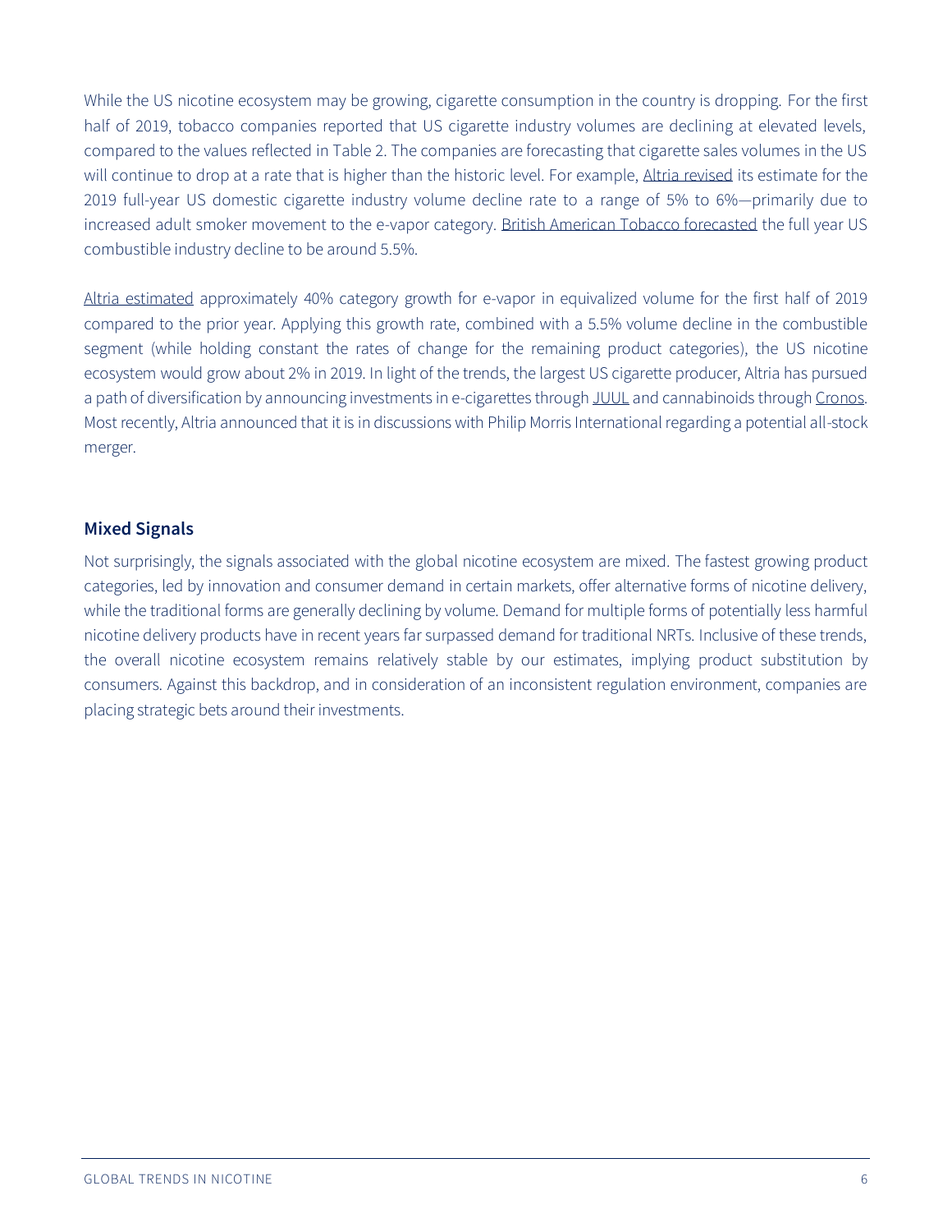While the US nicotine ecosystem may be growing, cigarette consumption in the country is dropping. For the first half of 2019, tobacco companies reported that US cigarette industry volumes are declining at elevated levels, compared to the values reflected in Table 2. The companies are forecasting that cigarette sales volumes in the US will continue to drop at a rate that is higher than the historic level. For example, Altria revised its estimate for the 2019 full-year US domestic cigarette industry volume decline rate to a range of 5% to 6%—primarily due to increased adult smoker movement to the e-vapor category. British American Tobacco forecasted the full year US combustible industry decline to be around 5.5%.

Altria estimated approximately 40% category growth for e-vapor in equivalized volume for the first half of 2019 compared to the prior year. Applying this growth rate, combined with a 5.5% volume decline in the combustible segment (while holding constant the rates of change for the remaining product categories), the US nicotine ecosystem would grow about 2% in 2019. In light of the trends, the largest US cigarette producer, Altria has pursued a path of diversification by announcing investments in e-cigarettes through JUUL and cannabinoids through Cronos. Most recently, Altria announced that it is in discussions with Philip Morris International regarding a potential all-stock merger.

## Mixed Signals

Not surprisingly, the signals associated with the global nicotine ecosystem are mixed. The fastest growing product categories, led by innovation and consumer demand in certain markets, offer alternative forms of nicotine delivery, while the traditional forms are generally declining by volume. Demand for multiple forms of potentially less harmful nicotine delivery products have in recent years far surpassed demand for traditional NRTs. Inclusive of these trends, the overall nicotine ecosystem remains relatively stable by our estimates, implying product substitution by consumers. Against this backdrop, and in consideration of an inconsistent regulation environment, companies are placing strategic bets around their investments.